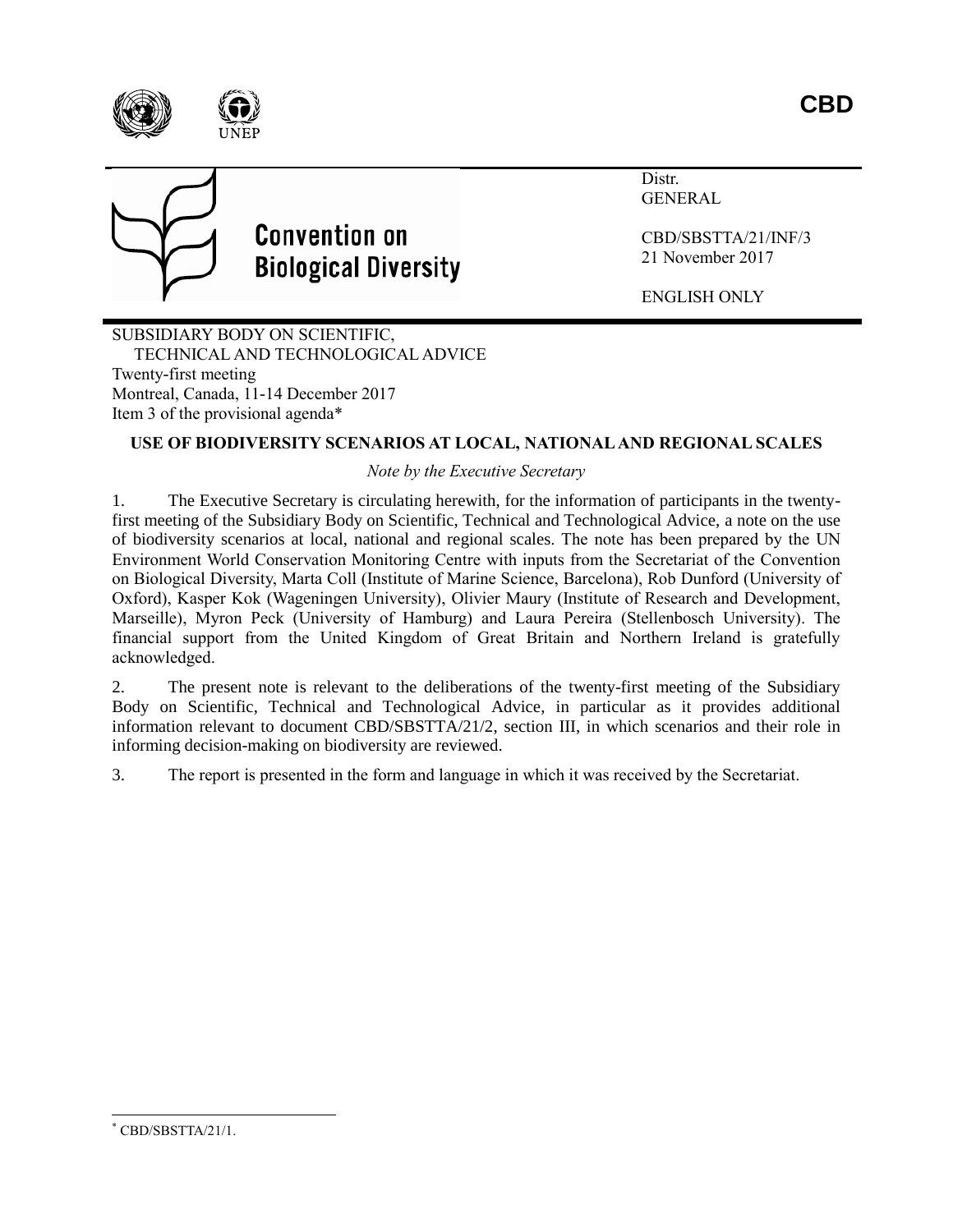CBD

# Convention on Biological Diversity

Distr.
GENERAL

CBD/SBSTTA/21/INF/3
21 November 2017

ENGLISH ONLY

SUBSIDIARY BODY ON SCIENTIFIC,
TECHNICAL AND TECHNOLOGICAL ADVICE
Twenty-first meeting
Montreal, Canada, 11-14 December 2017
Item 3 of the provisional agenda*

## USE OF BIODIVERSITY SCENARIOS AT LOCAL, NATIONAL AND REGIONAL SCALES

*Note by the Executive Secretary*

1. The Executive Secretary is circulating herewith, for the information of participants in the twenty-first meeting of the Subsidiary Body on Scientific, Technical and Technological Advice, a note on the use of biodiversity scenarios at local, national and regional scales. The note has been prepared by the UN Environment World Conservation Monitoring Centre with inputs from the Secretariat of the Convention on Biological Diversity, Marta Coll (Institute of Marine Science, Barcelona), Rob Dunford (University of Oxford), Kasper Kok (Wageningen University), Olivier Maury (Institute of Research and Development, Marseille), Myron Peck (University of Hamburg) and Laura Pereira (Stellenbosch University). The financial support from the United Kingdom of Great Britain and Northern Ireland is gratefully acknowledged.

2. The present note is relevant to the deliberations of the twenty-first meeting of the Subsidiary Body on Scientific, Technical and Technological Advice, in particular as it provides additional information relevant to document CBD/SBSTTA/21/2, section III, in which scenarios and their role in informing decision-making on biodiversity are reviewed.

3. The report is presented in the form and language in which it was received by the Secretariat.

---

* CBD/SBSTTA/21/1.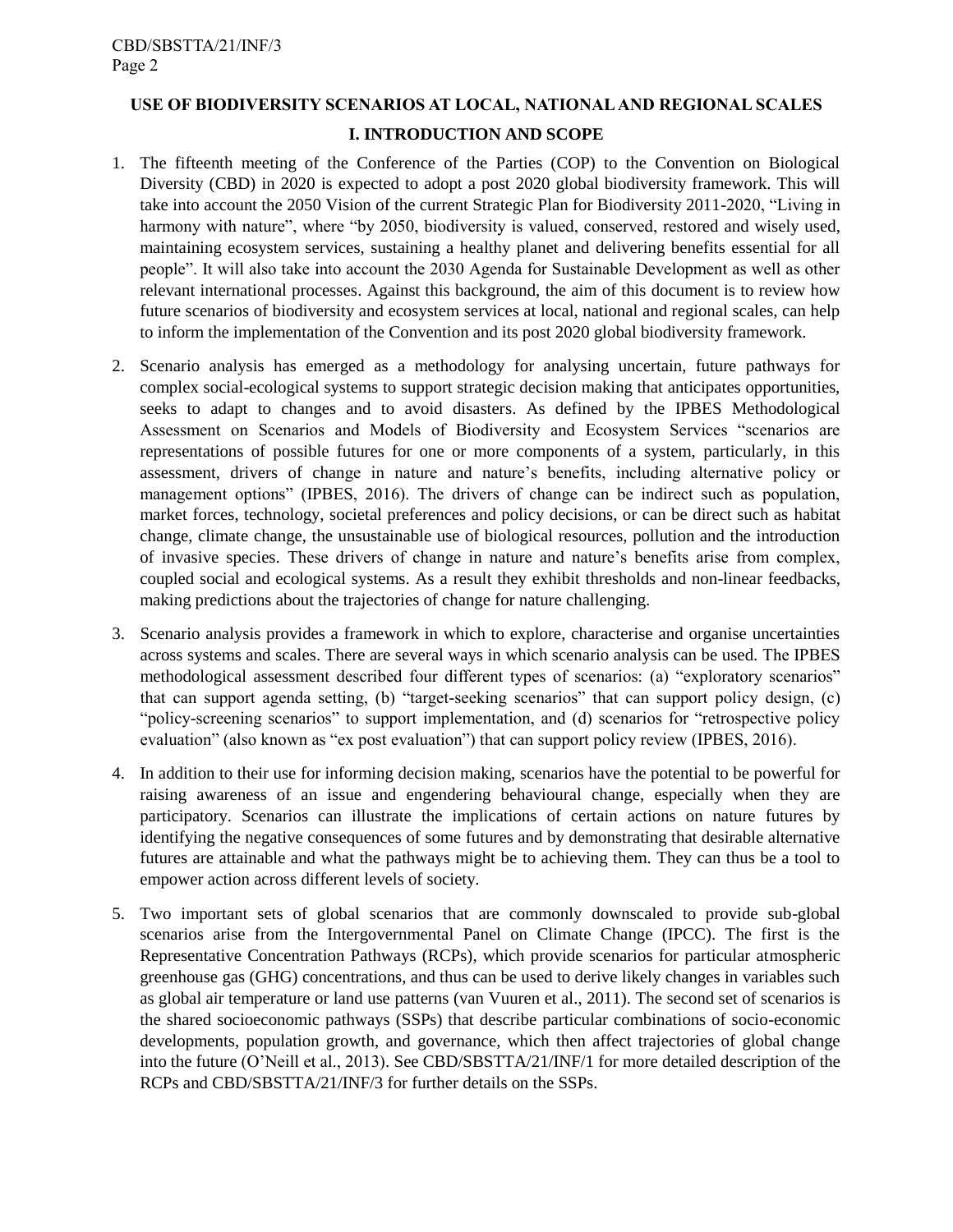# USE OF BIODIVERSITY SCENARIOS AT LOCAL, NATIONAL AND REGIONAL SCALES

## I. INTRODUCTION AND SCOPE

1. The fifteenth meeting of the Conference of the Parties (COP) to the Convention on Biological Diversity (CBD) in 2020 is expected to adopt a post 2020 global biodiversity framework. This will take into account the 2050 Vision of the current Strategic Plan for Biodiversity 2011-2020, "Living in harmony with nature", where "by 2050, biodiversity is valued, conserved, restored and wisely used, maintaining ecosystem services, sustaining a healthy planet and delivering benefits essential for all people". It will also take into account the 2030 Agenda for Sustainable Development as well as other relevant international processes. Against this background, the aim of this document is to review how future scenarios of biodiversity and ecosystem services at local, national and regional scales, can help to inform the implementation of the Convention and its post 2020 global biodiversity framework.

2. Scenario analysis has emerged as a methodology for analysing uncertain, future pathways for complex social-ecological systems to support strategic decision making that anticipates opportunities, seeks to adapt to changes and to avoid disasters. As defined by the IPBES Methodological Assessment on Scenarios and Models of Biodiversity and Ecosystem Services "scenarios are representations of possible futures for one or more components of a system, particularly, in this assessment, drivers of change in nature and nature's benefits, including alternative policy or management options" (IPBES, 2016). The drivers of change can be indirect such as population, market forces, technology, societal preferences and policy decisions, or can be direct such as habitat change, climate change, the unsustainable use of biological resources, pollution and the introduction of invasive species. These drivers of change in nature and nature's benefits arise from complex, coupled social and ecological systems. As a result they exhibit thresholds and non-linear feedbacks, making predictions about the trajectories of change for nature challenging.

3. Scenario analysis provides a framework in which to explore, characterise and organise uncertainties across systems and scales. There are several ways in which scenario analysis can be used. The IPBES methodological assessment described four different types of scenarios: (a) "exploratory scenarios" that can support agenda setting, (b) "target-seeking scenarios" that can support policy design, (c) "policy-screening scenarios" to support implementation, and (d) scenarios for "retrospective policy evaluation" (also known as "ex post evaluation") that can support policy review (IPBES, 2016).

4. In addition to their use for informing decision making, scenarios have the potential to be powerful for raising awareness of an issue and engendering behavioural change, especially when they are participatory. Scenarios can illustrate the implications of certain actions on nature futures by identifying the negative consequences of some futures and by demonstrating that desirable alternative futures are attainable and what the pathways might be to achieving them. They can thus be a tool to empower action across different levels of society.

5. Two important sets of global scenarios that are commonly downscaled to provide sub-global scenarios arise from the Intergovernmental Panel on Climate Change (IPCC). The first is the Representative Concentration Pathways (RCPs), which provide scenarios for particular atmospheric greenhouse gas (GHG) concentrations, and thus can be used to derive likely changes in variables such as global air temperature or land use patterns (van Vuuren et al., 2011). The second set of scenarios is the shared socioeconomic pathways (SSPs) that describe particular combinations of socio-economic developments, population growth, and governance, which then affect trajectories of global change into the future (O'Neill et al., 2013). See CBD/SBSTTA/21/INF/1 for more detailed description of the RCPs and CBD/SBSTTA/21/INF/3 for further details on the SSPs.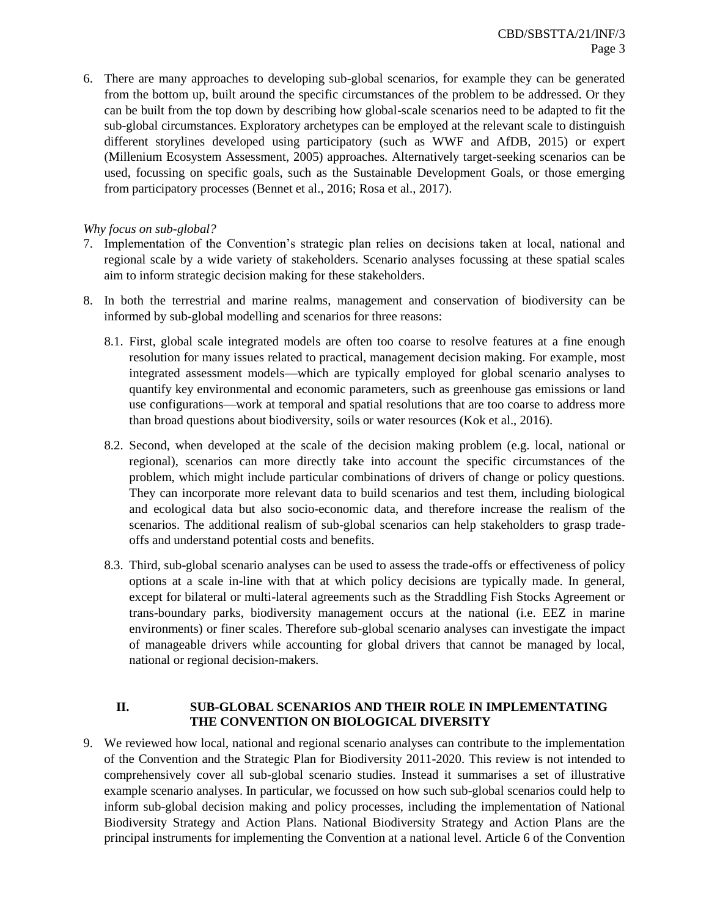6. There are many approaches to developing sub-global scenarios, for example they can be generated from the bottom up, built around the specific circumstances of the problem to be addressed. Or they can be built from the top down by describing how global-scale scenarios need to be adapted to fit the sub-global circumstances. Exploratory archetypes can be employed at the relevant scale to distinguish different storylines developed using participatory (such as WWF and AfDB, 2015) or expert (Millenium Ecosystem Assessment, 2005) approaches. Alternatively target-seeking scenarios can be used, focussing on specific goals, such as the Sustainable Development Goals, or those emerging from participatory processes (Bennet et al., 2016; Rosa et al., 2017).

*Why focus on sub-global?*

7. Implementation of the Convention's strategic plan relies on decisions taken at local, national and regional scale by a wide variety of stakeholders. Scenario analyses focussing at these spatial scales aim to inform strategic decision making for these stakeholders.

8. In both the terrestrial and marine realms, management and conservation of biodiversity can be informed by sub-global modelling and scenarios for three reasons:

   8.1. First, global scale integrated models are often too coarse to resolve features at a fine enough resolution for many issues related to practical, management decision making. For example, most integrated assessment models—which are typically employed for global scenario analyses to quantify key environmental and economic parameters, such as greenhouse gas emissions or land use configurations—work at temporal and spatial resolutions that are too coarse to address more than broad questions about biodiversity, soils or water resources (Kok et al., 2016).

   8.2. Second, when developed at the scale of the decision making problem (e.g. local, national or regional), scenarios can more directly take into account the specific circumstances of the problem, which might include particular combinations of drivers of change or policy questions. They can incorporate more relevant data to build scenarios and test them, including biological and ecological data but also socio-economic data, and therefore increase the realism of the scenarios. The additional realism of sub-global scenarios can help stakeholders to grasp trade-offs and understand potential costs and benefits.

   8.3. Third, sub-global scenario analyses can be used to assess the trade-offs or effectiveness of policy options at a scale in-line with that at which policy decisions are typically made. In general, except for bilateral or multi-lateral agreements such as the Straddling Fish Stocks Agreement or trans-boundary parks, biodiversity management occurs at the national (i.e. EEZ in marine environments) or finer scales. Therefore sub-global scenario analyses can investigate the impact of manageable drivers while accounting for global drivers that cannot be managed by local, national or regional decision-makers.

## II. SUB-GLOBAL SCENARIOS AND THEIR ROLE IN IMPLEMENTATING THE CONVENTION ON BIOLOGICAL DIVERSITY

9. We reviewed how local, national and regional scenario analyses can contribute to the implementation of the Convention and the Strategic Plan for Biodiversity 2011-2020. This review is not intended to comprehensively cover all sub-global scenario studies. Instead it summarises a set of illustrative example scenario analyses. In particular, we focussed on how such sub-global scenarios could help to inform sub-global decision making and policy processes, including the implementation of National Biodiversity Strategy and Action Plans. National Biodiversity Strategy and Action Plans are the principal instruments for implementing the Convention at a national level. Article 6 of the Convention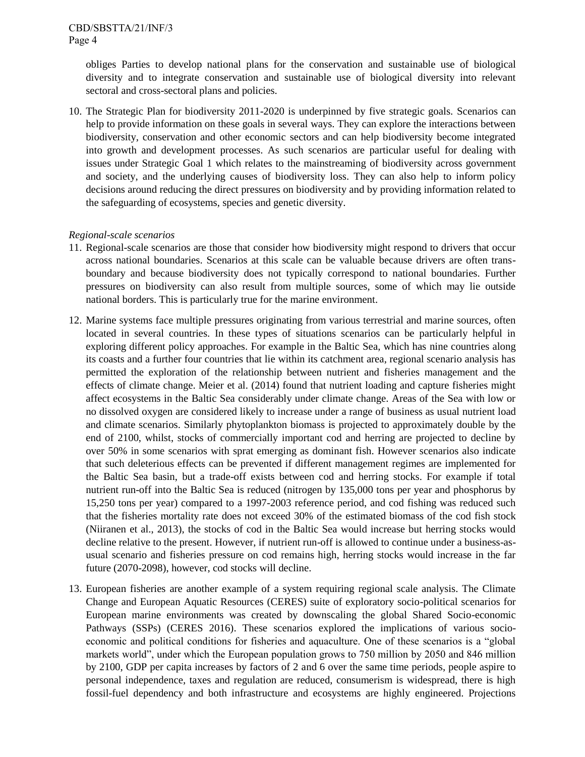obliges Parties to develop national plans for the conservation and sustainable use of biological diversity and to integrate conservation and sustainable use of biological diversity into relevant sectoral and cross-sectoral plans and policies.

10. The Strategic Plan for biodiversity 2011-2020 is underpinned by five strategic goals. Scenarios can help to provide information on these goals in several ways. They can explore the interactions between biodiversity, conservation and other economic sectors and can help biodiversity become integrated into growth and development processes. As such scenarios are particular useful for dealing with issues under Strategic Goal 1 which relates to the mainstreaming of biodiversity across government and society, and the underlying causes of biodiversity loss. They can also help to inform policy decisions around reducing the direct pressures on biodiversity and by providing information related to the safeguarding of ecosystems, species and genetic diversity.

*Regional-scale scenarios*

11. Regional-scale scenarios are those that consider how biodiversity might respond to drivers that occur across national boundaries. Scenarios at this scale can be valuable because drivers are often trans-boundary and because biodiversity does not typically correspond to national boundaries. Further pressures on biodiversity can also result from multiple sources, some of which may lie outside national borders. This is particularly true for the marine environment.

12. Marine systems face multiple pressures originating from various terrestrial and marine sources, often located in several countries. In these types of situations scenarios can be particularly helpful in exploring different policy approaches. For example in the Baltic Sea, which has nine countries along its coasts and a further four countries that lie within its catchment area, regional scenario analysis has permitted the exploration of the relationship between nutrient and fisheries management and the effects of climate change. Meier et al. (2014) found that nutrient loading and capture fisheries might affect ecosystems in the Baltic Sea considerably under climate change. Areas of the Sea with low or no dissolved oxygen are considered likely to increase under a range of business as usual nutrient load and climate scenarios. Similarly phytoplankton biomass is projected to approximately double by the end of 2100, whilst, stocks of commercially important cod and herring are projected to decline by over 50% in some scenarios with sprat emerging as dominant fish. However scenarios also indicate that such deleterious effects can be prevented if different management regimes are implemented for the Baltic Sea basin, but a trade-off exists between cod and herring stocks. For example if total nutrient run-off into the Baltic Sea is reduced (nitrogen by 135,000 tons per year and phosphorus by 15,250 tons per year) compared to a 1997-2003 reference period, and cod fishing was reduced such that the fisheries mortality rate does not exceed 30% of the estimated biomass of the cod fish stock (Niiranen et al., 2013), the stocks of cod in the Baltic Sea would increase but herring stocks would decline relative to the present. However, if nutrient run-off is allowed to continue under a business-as-usual scenario and fisheries pressure on cod remains high, herring stocks would increase in the far future (2070-2098), however, cod stocks will decline.

13. European fisheries are another example of a system requiring regional scale analysis. The Climate Change and European Aquatic Resources (CERES) suite of exploratory socio-political scenarios for European marine environments was created by downscaling the global Shared Socio-economic Pathways (SSPs) (CERES 2016). These scenarios explored the implications of various socio-economic and political conditions for fisheries and aquaculture. One of these scenarios is a "global markets world", under which the European population grows to 750 million by 2050 and 846 million by 2100, GDP per capita increases by factors of 2 and 6 over the same time periods, people aspire to personal independence, taxes and regulation are reduced, consumerism is widespread, there is high fossil-fuel dependency and both infrastructure and ecosystems are highly engineered. Projections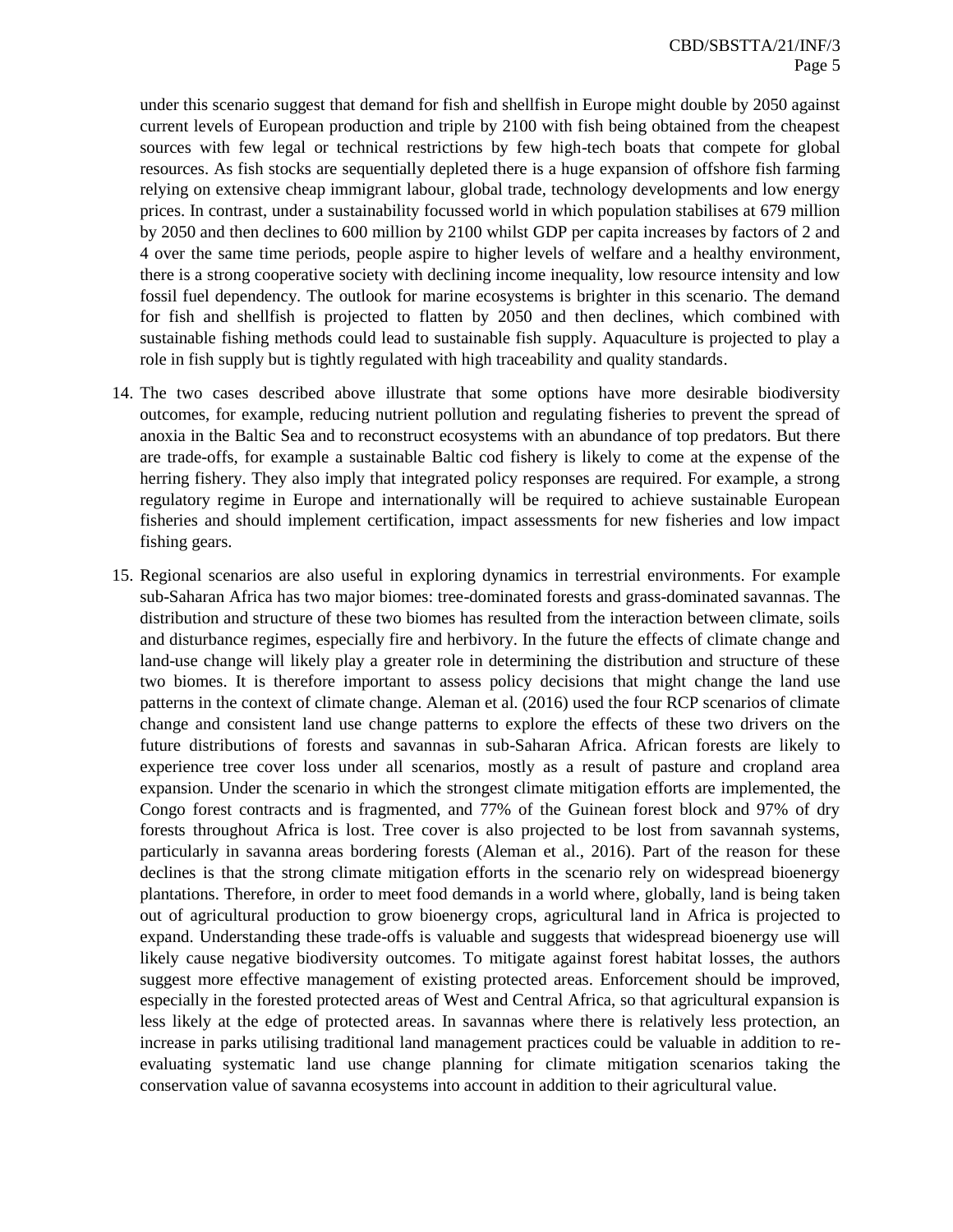under this scenario suggest that demand for fish and shellfish in Europe might double by 2050 against current levels of European production and triple by 2100 with fish being obtained from the cheapest sources with few legal or technical restrictions by few high-tech boats that compete for global resources. As fish stocks are sequentially depleted there is a huge expansion of offshore fish farming relying on extensive cheap immigrant labour, global trade, technology developments and low energy prices. In contrast, under a sustainability focussed world in which population stabilises at 679 million by 2050 and then declines to 600 million by 2100 whilst GDP per capita increases by factors of 2 and 4 over the same time periods, people aspire to higher levels of welfare and a healthy environment, there is a strong cooperative society with declining income inequality, low resource intensity and low fossil fuel dependency. The outlook for marine ecosystems is brighter in this scenario. The demand for fish and shellfish is projected to flatten by 2050 and then declines, which combined with sustainable fishing methods could lead to sustainable fish supply. Aquaculture is projected to play a role in fish supply but is tightly regulated with high traceability and quality standards.

14. The two cases described above illustrate that some options have more desirable biodiversity outcomes, for example, reducing nutrient pollution and regulating fisheries to prevent the spread of anoxia in the Baltic Sea and to reconstruct ecosystems with an abundance of top predators. But there are trade-offs, for example a sustainable Baltic cod fishery is likely to come at the expense of the herring fishery. They also imply that integrated policy responses are required. For example, a strong regulatory regime in Europe and internationally will be required to achieve sustainable European fisheries and should implement certification, impact assessments for new fisheries and low impact fishing gears.

15. Regional scenarios are also useful in exploring dynamics in terrestrial environments. For example sub-Saharan Africa has two major biomes: tree-dominated forests and grass-dominated savannas. The distribution and structure of these two biomes has resulted from the interaction between climate, soils and disturbance regimes, especially fire and herbivory. In the future the effects of climate change and land-use change will likely play a greater role in determining the distribution and structure of these two biomes. It is therefore important to assess policy decisions that might change the land use patterns in the context of climate change. Aleman et al. (2016) used the four RCP scenarios of climate change and consistent land use change patterns to explore the effects of these two drivers on the future distributions of forests and savannas in sub-Saharan Africa. African forests are likely to experience tree cover loss under all scenarios, mostly as a result of pasture and cropland area expansion. Under the scenario in which the strongest climate mitigation efforts are implemented, the Congo forest contracts and is fragmented, and 77% of the Guinean forest block and 97% of dry forests throughout Africa is lost. Tree cover is also projected to be lost from savannah systems, particularly in savanna areas bordering forests (Aleman et al., 2016). Part of the reason for these declines is that the strong climate mitigation efforts in the scenario rely on widespread bioenergy plantations. Therefore, in order to meet food demands in a world where, globally, land is being taken out of agricultural production to grow bioenergy crops, agricultural land in Africa is projected to expand. Understanding these trade-offs is valuable and suggests that widespread bioenergy use will likely cause negative biodiversity outcomes. To mitigate against forest habitat losses, the authors suggest more effective management of existing protected areas. Enforcement should be improved, especially in the forested protected areas of West and Central Africa, so that agricultural expansion is less likely at the edge of protected areas. In savannas where there is relatively less protection, an increase in parks utilising traditional land management practices could be valuable in addition to re-evaluating systematic land use change planning for climate mitigation scenarios taking the conservation value of savanna ecosystems into account in addition to their agricultural value.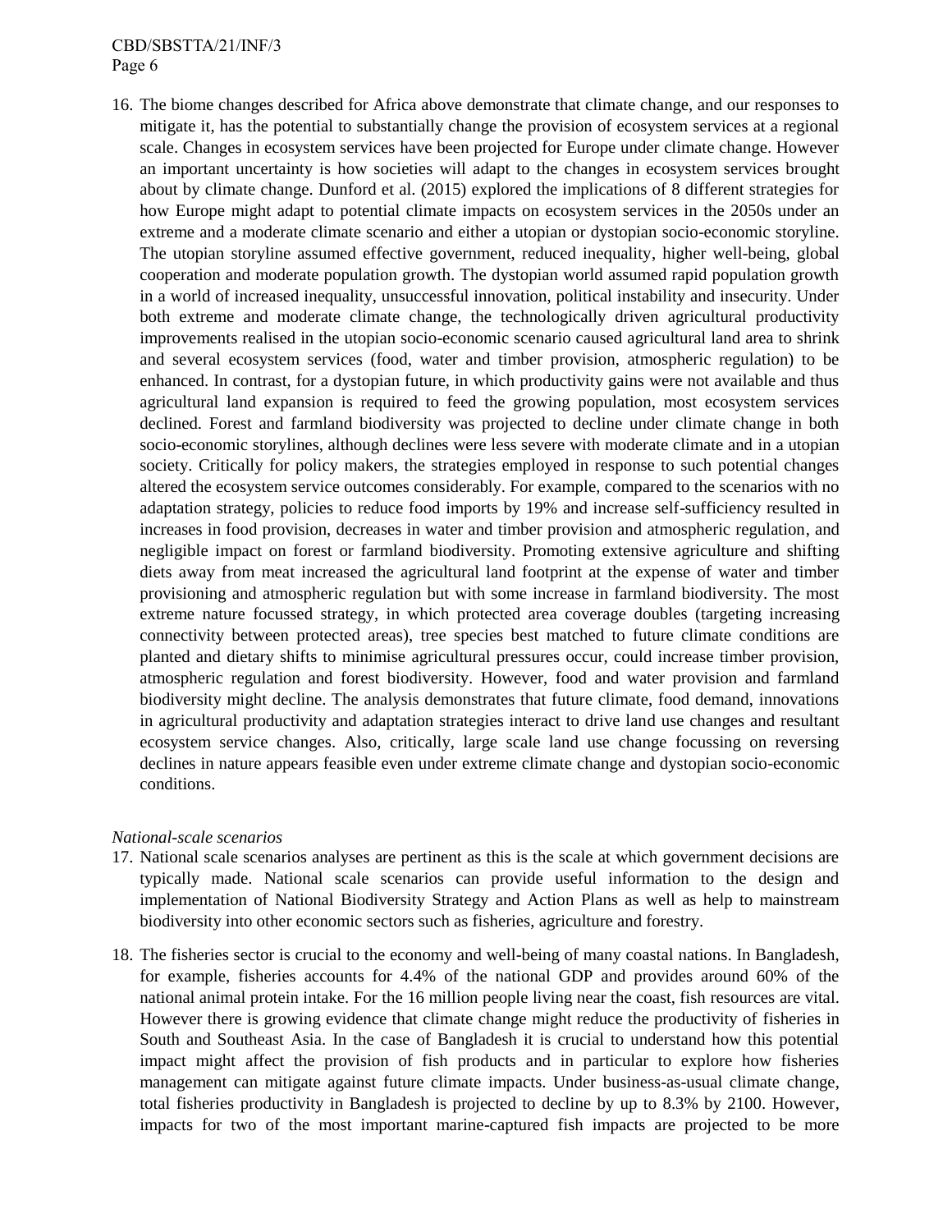16. The biome changes described for Africa above demonstrate that climate change, and our responses to mitigate it, has the potential to substantially change the provision of ecosystem services at a regional scale. Changes in ecosystem services have been projected for Europe under climate change. However an important uncertainty is how societies will adapt to the changes in ecosystem services brought about by climate change. Dunford et al. (2015) explored the implications of 8 different strategies for how Europe might adapt to potential climate impacts on ecosystem services in the 2050s under an extreme and a moderate climate scenario and either a utopian or dystopian socio-economic storyline. The utopian storyline assumed effective government, reduced inequality, higher well-being, global cooperation and moderate population growth. The dystopian world assumed rapid population growth in a world of increased inequality, unsuccessful innovation, political instability and insecurity. Under both extreme and moderate climate change, the technologically driven agricultural productivity improvements realised in the utopian socio-economic scenario caused agricultural land area to shrink and several ecosystem services (food, water and timber provision, atmospheric regulation) to be enhanced. In contrast, for a dystopian future, in which productivity gains were not available and thus agricultural land expansion is required to feed the growing population, most ecosystem services declined. Forest and farmland biodiversity was projected to decline under climate change in both socio-economic storylines, although declines were less severe with moderate climate and in a utopian society. Critically for policy makers, the strategies employed in response to such potential changes altered the ecosystem service outcomes considerably. For example, compared to the scenarios with no adaptation strategy, policies to reduce food imports by 19% and increase self-sufficiency resulted in increases in food provision, decreases in water and timber provision and atmospheric regulation, and negligible impact on forest or farmland biodiversity. Promoting extensive agriculture and shifting diets away from meat increased the agricultural land footprint at the expense of water and timber provisioning and atmospheric regulation but with some increase in farmland biodiversity. The most extreme nature focussed strategy, in which protected area coverage doubles (targeting increasing connectivity between protected areas), tree species best matched to future climate conditions are planted and dietary shifts to minimise agricultural pressures occur, could increase timber provision, atmospheric regulation and forest biodiversity. However, food and water provision and farmland biodiversity might decline. The analysis demonstrates that future climate, food demand, innovations in agricultural productivity and adaptation strategies interact to drive land use changes and resultant ecosystem service changes. Also, critically, large scale land use change focussing on reversing declines in nature appears feasible even under extreme climate change and dystopian socio-economic conditions.

*National-scale scenarios*

17. National scale scenarios analyses are pertinent as this is the scale at which government decisions are typically made. National scale scenarios can provide useful information to the design and implementation of National Biodiversity Strategy and Action Plans as well as help to mainstream biodiversity into other economic sectors such as fisheries, agriculture and forestry.

18. The fisheries sector is crucial to the economy and well-being of many coastal nations. In Bangladesh, for example, fisheries accounts for 4.4% of the national GDP and provides around 60% of the national animal protein intake. For the 16 million people living near the coast, fish resources are vital. However there is growing evidence that climate change might reduce the productivity of fisheries in South and Southeast Asia. In the case of Bangladesh it is crucial to understand how this potential impact might affect the provision of fish products and in particular to explore how fisheries management can mitigate against future climate impacts. Under business-as-usual climate change, total fisheries productivity in Bangladesh is projected to decline by up to 8.3% by 2100. However, impacts for two of the most important marine-captured fish impacts are projected to be more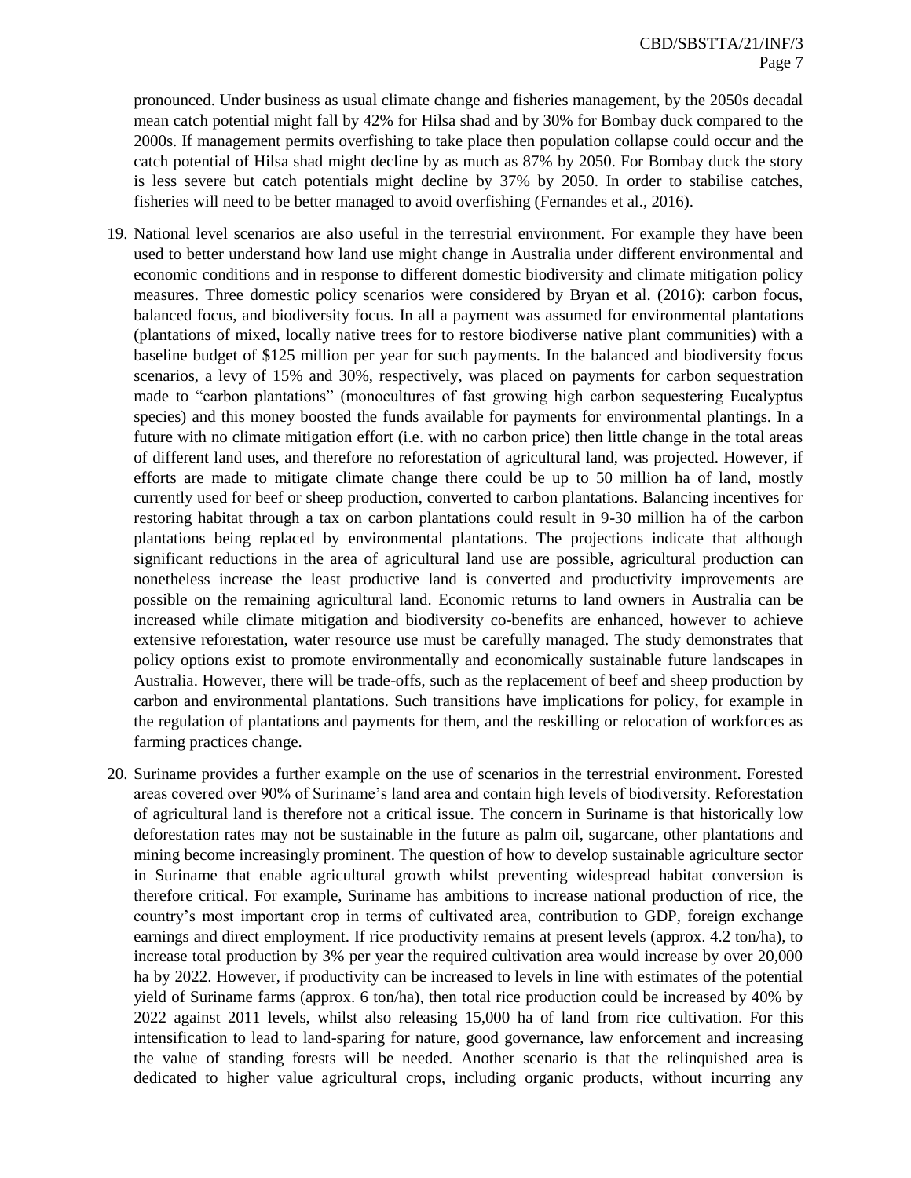pronounced. Under business as usual climate change and fisheries management, by the 2050s decadal mean catch potential might fall by 42% for Hilsa shad and by 30% for Bombay duck compared to the 2000s. If management permits overfishing to take place then population collapse could occur and the catch potential of Hilsa shad might decline by as much as 87% by 2050. For Bombay duck the story is less severe but catch potentials might decline by 37% by 2050. In order to stabilise catches, fisheries will need to be better managed to avoid overfishing (Fernandes et al., 2016).

19. National level scenarios are also useful in the terrestrial environment. For example they have been used to better understand how land use might change in Australia under different environmental and economic conditions and in response to different domestic biodiversity and climate mitigation policy measures. Three domestic policy scenarios were considered by Bryan et al. (2016): carbon focus, balanced focus, and biodiversity focus. In all a payment was assumed for environmental plantations (plantations of mixed, locally native trees for to restore biodiverse native plant communities) with a baseline budget of $125 million per year for such payments. In the balanced and biodiversity focus scenarios, a levy of 15% and 30%, respectively, was placed on payments for carbon sequestration made to "carbon plantations" (monocultures of fast growing high carbon sequestering Eucalyptus species) and this money boosted the funds available for payments for environmental plantings. In a future with no climate mitigation effort (i.e. with no carbon price) then little change in the total areas of different land uses, and therefore no reforestation of agricultural land, was projected. However, if efforts are made to mitigate climate change there could be up to 50 million ha of land, mostly currently used for beef or sheep production, converted to carbon plantations. Balancing incentives for restoring habitat through a tax on carbon plantations could result in 9-30 million ha of the carbon plantations being replaced by environmental plantations. The projections indicate that although significant reductions in the area of agricultural land use are possible, agricultural production can nonetheless increase the least productive land is converted and productivity improvements are possible on the remaining agricultural land. Economic returns to land owners in Australia can be increased while climate mitigation and biodiversity co-benefits are enhanced, however to achieve extensive reforestation, water resource use must be carefully managed. The study demonstrates that policy options exist to promote environmentally and economically sustainable future landscapes in Australia. However, there will be trade-offs, such as the replacement of beef and sheep production by carbon and environmental plantations. Such transitions have implications for policy, for example in the regulation of plantations and payments for them, and the reskilling or relocation of workforces as farming practices change.

20. Suriname provides a further example on the use of scenarios in the terrestrial environment. Forested areas covered over 90% of Suriname's land area and contain high levels of biodiversity. Reforestation of agricultural land is therefore not a critical issue. The concern in Suriname is that historically low deforestation rates may not be sustainable in the future as palm oil, sugarcane, other plantations and mining become increasingly prominent. The question of how to develop sustainable agriculture sector in Suriname that enable agricultural growth whilst preventing widespread habitat conversion is therefore critical. For example, Suriname has ambitions to increase national production of rice, the country's most important crop in terms of cultivated area, contribution to GDP, foreign exchange earnings and direct employment. If rice productivity remains at present levels (approx. 4.2 ton/ha), to increase total production by 3% per year the required cultivation area would increase by over 20,000 ha by 2022. However, if productivity can be increased to levels in line with estimates of the potential yield of Suriname farms (approx. 6 ton/ha), then total rice production could be increased by 40% by 2022 against 2011 levels, whilst also releasing 15,000 ha of land from rice cultivation. For this intensification to lead to land-sparing for nature, good governance, law enforcement and increasing the value of standing forests will be needed. Another scenario is that the relinquished area is dedicated to higher value agricultural crops, including organic products, without incurring any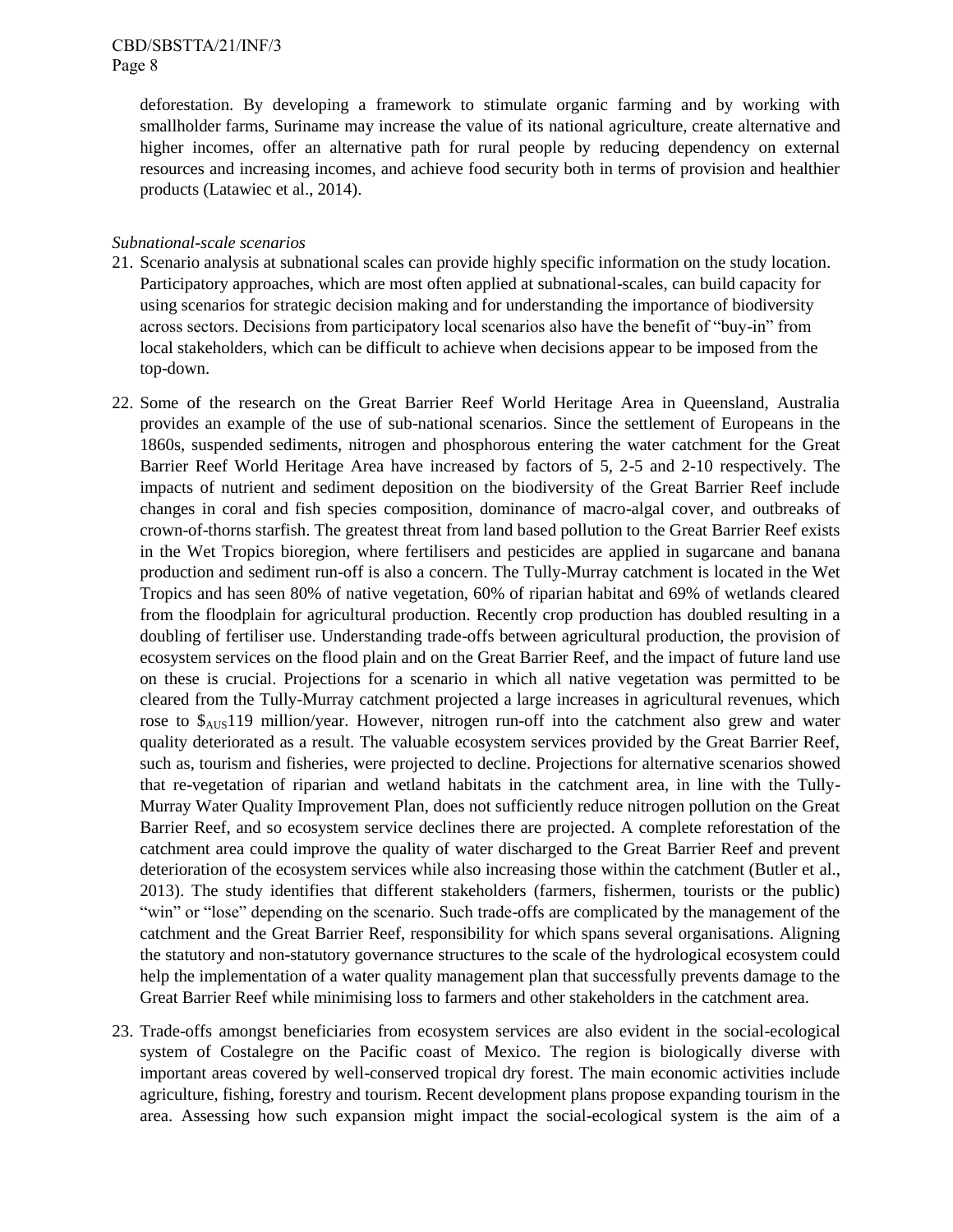deforestation. By developing a framework to stimulate organic farming and by working with smallholder farms, Suriname may increase the value of its national agriculture, create alternative and higher incomes, offer an alternative path for rural people by reducing dependency on external resources and increasing incomes, and achieve food security both in terms of provision and healthier products (Latawiec et al., 2014).

*Subnational-scale scenarios*

21. Scenario analysis at subnational scales can provide highly specific information on the study location. Participatory approaches, which are most often applied at subnational-scales, can build capacity for using scenarios for strategic decision making and for understanding the importance of biodiversity across sectors. Decisions from participatory local scenarios also have the benefit of "buy-in" from local stakeholders, which can be difficult to achieve when decisions appear to be imposed from the top-down.

22. Some of the research on the Great Barrier Reef World Heritage Area in Queensland, Australia provides an example of the use of sub-national scenarios. Since the settlement of Europeans in the 1860s, suspended sediments, nitrogen and phosphorous entering the water catchment for the Great Barrier Reef World Heritage Area have increased by factors of 5, 2-5 and 2-10 respectively. The impacts of nutrient and sediment deposition on the biodiversity of the Great Barrier Reef include changes in coral and fish species composition, dominance of macro-algal cover, and outbreaks of crown-of-thorns starfish. The greatest threat from land based pollution to the Great Barrier Reef exists in the Wet Tropics bioregion, where fertilisers and pesticides are applied in sugarcane and banana production and sediment run-off is also a concern. The Tully-Murray catchment is located in the Wet Tropics and has seen 80% of native vegetation, 60% of riparian habitat and 69% of wetlands cleared from the floodplain for agricultural production. Recently crop production has doubled resulting in a doubling of fertiliser use. Understanding trade-offs between agricultural production, the provision of ecosystem services on the flood plain and on the Great Barrier Reef, and the impact of future land use on these is crucial. Projections for a scenario in which all native vegetation was permitted to be cleared from the Tully-Murray catchment projected a large increases in agricultural revenues, which rose to $\$_{AUS}$119 million/year. However, nitrogen run-off into the catchment also grew and water quality deteriorated as a result. The valuable ecosystem services provided by the Great Barrier Reef, such as, tourism and fisheries, were projected to decline. Projections for alternative scenarios showed that re-vegetation of riparian and wetland habitats in the catchment area, in line with the Tully-Murray Water Quality Improvement Plan, does not sufficiently reduce nitrogen pollution on the Great Barrier Reef, and so ecosystem service declines there are projected. A complete reforestation of the catchment area could improve the quality of water discharged to the Great Barrier Reef and prevent deterioration of the ecosystem services while also increasing those within the catchment (Butler et al., 2013). The study identifies that different stakeholders (farmers, fishermen, tourists or the public) "win" or "lose" depending on the scenario. Such trade-offs are complicated by the management of the catchment and the Great Barrier Reef, responsibility for which spans several organisations. Aligning the statutory and non-statutory governance structures to the scale of the hydrological ecosystem could help the implementation of a water quality management plan that successfully prevents damage to the Great Barrier Reef while minimising loss to farmers and other stakeholders in the catchment area.

23. Trade-offs amongst beneficiaries from ecosystem services are also evident in the social-ecological system of Costalegre on the Pacific coast of Mexico. The region is biologically diverse with important areas covered by well-conserved tropical dry forest. The main economic activities include agriculture, fishing, forestry and tourism. Recent development plans propose expanding tourism in the area. Assessing how such expansion might impact the social-ecological system is the aim of a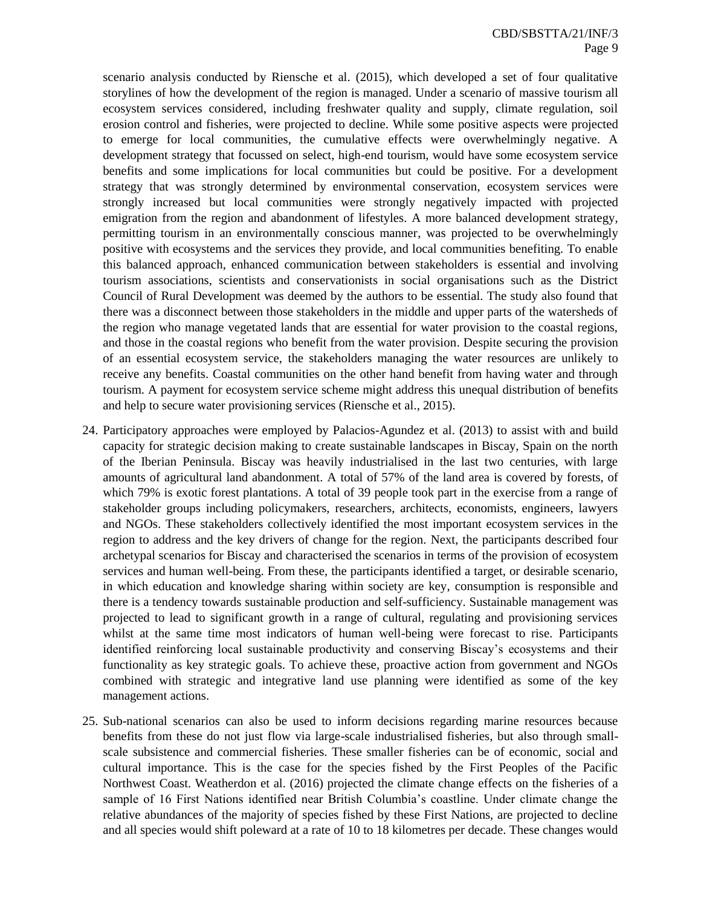scenario analysis conducted by Riensche et al. (2015), which developed a set of four qualitative storylines of how the development of the region is managed. Under a scenario of massive tourism all ecosystem services considered, including freshwater quality and supply, climate regulation, soil erosion control and fisheries, were projected to decline. While some positive aspects were projected to emerge for local communities, the cumulative effects were overwhelmingly negative. A development strategy that focussed on select, high-end tourism, would have some ecosystem service benefits and some implications for local communities but could be positive. For a development strategy that was strongly determined by environmental conservation, ecosystem services were strongly increased but local communities were strongly negatively impacted with projected emigration from the region and abandonment of lifestyles. A more balanced development strategy, permitting tourism in an environmentally conscious manner, was projected to be overwhelmingly positive with ecosystems and the services they provide, and local communities benefiting. To enable this balanced approach, enhanced communication between stakeholders is essential and involving tourism associations, scientists and conservationists in social organisations such as the District Council of Rural Development was deemed by the authors to be essential. The study also found that there was a disconnect between those stakeholders in the middle and upper parts of the watersheds of the region who manage vegetated lands that are essential for water provision to the coastal regions, and those in the coastal regions who benefit from the water provision. Despite securing the provision of an essential ecosystem service, the stakeholders managing the water resources are unlikely to receive any benefits. Coastal communities on the other hand benefit from having water and through tourism. A payment for ecosystem service scheme might address this unequal distribution of benefits and help to secure water provisioning services (Riensche et al., 2015).

24. Participatory approaches were employed by Palacios-Agundez et al. (2013) to assist with and build capacity for strategic decision making to create sustainable landscapes in Biscay, Spain on the north of the Iberian Peninsula. Biscay was heavily industrialised in the last two centuries, with large amounts of agricultural land abandonment. A total of 57% of the land area is covered by forests, of which 79% is exotic forest plantations. A total of 39 people took part in the exercise from a range of stakeholder groups including policymakers, researchers, architects, economists, engineers, lawyers and NGOs. These stakeholders collectively identified the most important ecosystem services in the region to address and the key drivers of change for the region. Next, the participants described four archetypal scenarios for Biscay and characterised the scenarios in terms of the provision of ecosystem services and human well-being. From these, the participants identified a target, or desirable scenario, in which education and knowledge sharing within society are key, consumption is responsible and there is a tendency towards sustainable production and self-sufficiency. Sustainable management was projected to lead to significant growth in a range of cultural, regulating and provisioning services whilst at the same time most indicators of human well-being were forecast to rise. Participants identified reinforcing local sustainable productivity and conserving Biscay's ecosystems and their functionality as key strategic goals. To achieve these, proactive action from government and NGOs combined with strategic and integrative land use planning were identified as some of the key management actions.

25. Sub-national scenarios can also be used to inform decisions regarding marine resources because benefits from these do not just flow via large-scale industrialised fisheries, but also through small-scale subsistence and commercial fisheries. These smaller fisheries can be of economic, social and cultural importance. This is the case for the species fished by the First Peoples of the Pacific Northwest Coast. Weatherdon et al. (2016) projected the climate change effects on the fisheries of a sample of 16 First Nations identified near British Columbia's coastline. Under climate change the relative abundances of the majority of species fished by these First Nations, are projected to decline and all species would shift poleward at a rate of 10 to 18 kilometres per decade. These changes would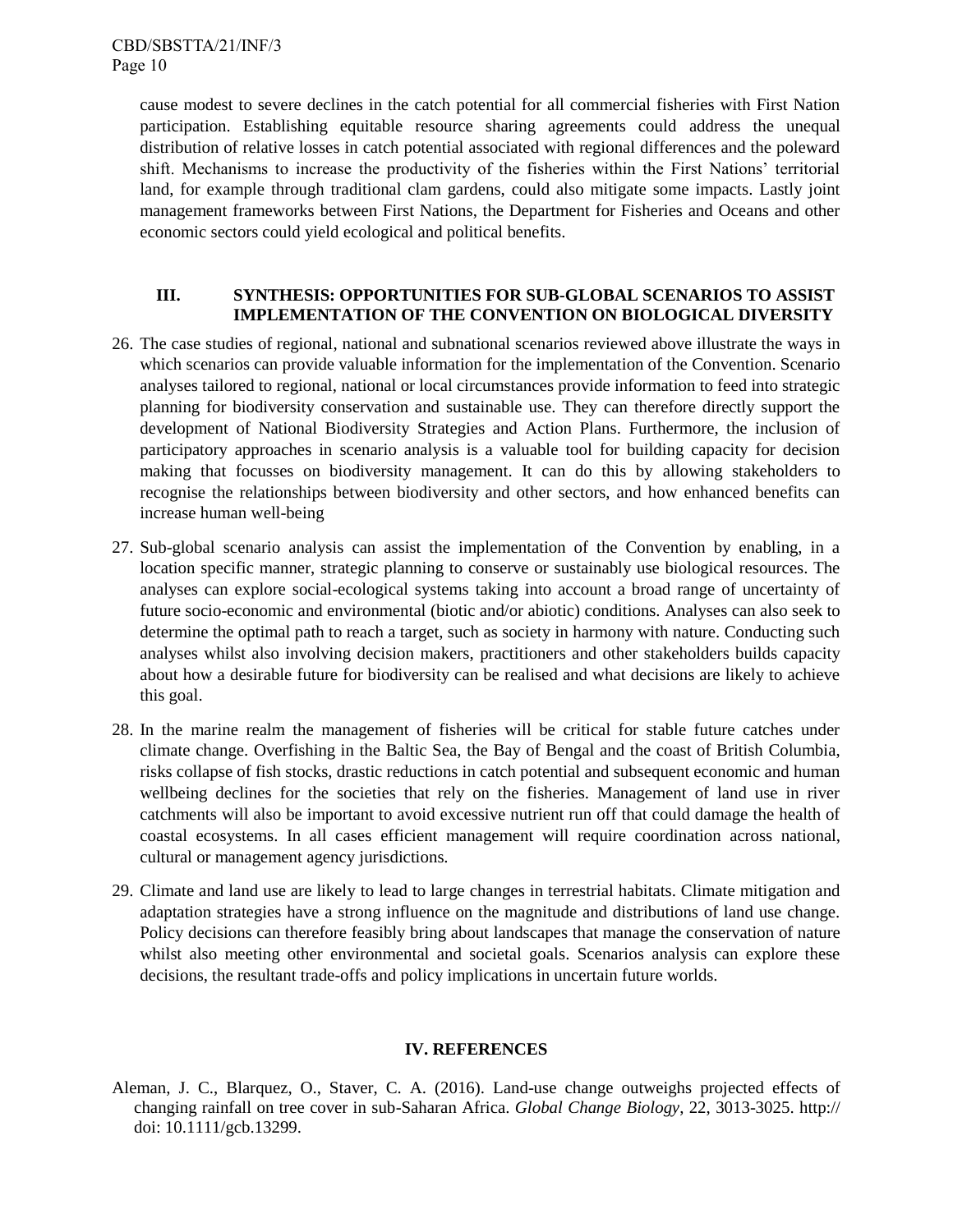cause modest to severe declines in the catch potential for all commercial fisheries with First Nation participation. Establishing equitable resource sharing agreements could address the unequal distribution of relative losses in catch potential associated with regional differences and the poleward shift. Mechanisms to increase the productivity of the fisheries within the First Nations' territorial land, for example through traditional clam gardens, could also mitigate some impacts. Lastly joint management frameworks between First Nations, the Department for Fisheries and Oceans and other economic sectors could yield ecological and political benefits.

## III. SYNTHESIS: OPPORTUNITIES FOR SUB-GLOBAL SCENARIOS TO ASSIST IMPLEMENTATION OF THE CONVENTION ON BIOLOGICAL DIVERSITY

26. The case studies of regional, national and subnational scenarios reviewed above illustrate the ways in which scenarios can provide valuable information for the implementation of the Convention. Scenario analyses tailored to regional, national or local circumstances provide information to feed into strategic planning for biodiversity conservation and sustainable use. They can therefore directly support the development of National Biodiversity Strategies and Action Plans. Furthermore, the inclusion of participatory approaches in scenario analysis is a valuable tool for building capacity for decision making that focusses on biodiversity management. It can do this by allowing stakeholders to recognise the relationships between biodiversity and other sectors, and how enhanced benefits can increase human well-being

27. Sub-global scenario analysis can assist the implementation of the Convention by enabling, in a location specific manner, strategic planning to conserve or sustainably use biological resources. The analyses can explore social-ecological systems taking into account a broad range of uncertainty of future socio-economic and environmental (biotic and/or abiotic) conditions. Analyses can also seek to determine the optimal path to reach a target, such as society in harmony with nature. Conducting such analyses whilst also involving decision makers, practitioners and other stakeholders builds capacity about how a desirable future for biodiversity can be realised and what decisions are likely to achieve this goal.

28. In the marine realm the management of fisheries will be critical for stable future catches under climate change. Overfishing in the Baltic Sea, the Bay of Bengal and the coast of British Columbia, risks collapse of fish stocks, drastic reductions in catch potential and subsequent economic and human wellbeing declines for the societies that rely on the fisheries. Management of land use in river catchments will also be important to avoid excessive nutrient run off that could damage the health of coastal ecosystems. In all cases efficient management will require coordination across national, cultural or management agency jurisdictions.

29. Climate and land use are likely to lead to large changes in terrestrial habitats. Climate mitigation and adaptation strategies have a strong influence on the magnitude and distributions of land use change. Policy decisions can therefore feasibly bring about landscapes that manage the conservation of nature whilst also meeting other environmental and societal goals. Scenarios analysis can explore these decisions, the resultant trade-offs and policy implications in uncertain future worlds.

## IV. REFERENCES

Aleman, J. C., Blarquez, O., Staver, C. A. (2016). Land-use change outweighs projected effects of changing rainfall on tree cover in sub-Saharan Africa. *Global Change Biology*, 22, 3013-3025. http:// doi: 10.1111/gcb.13299.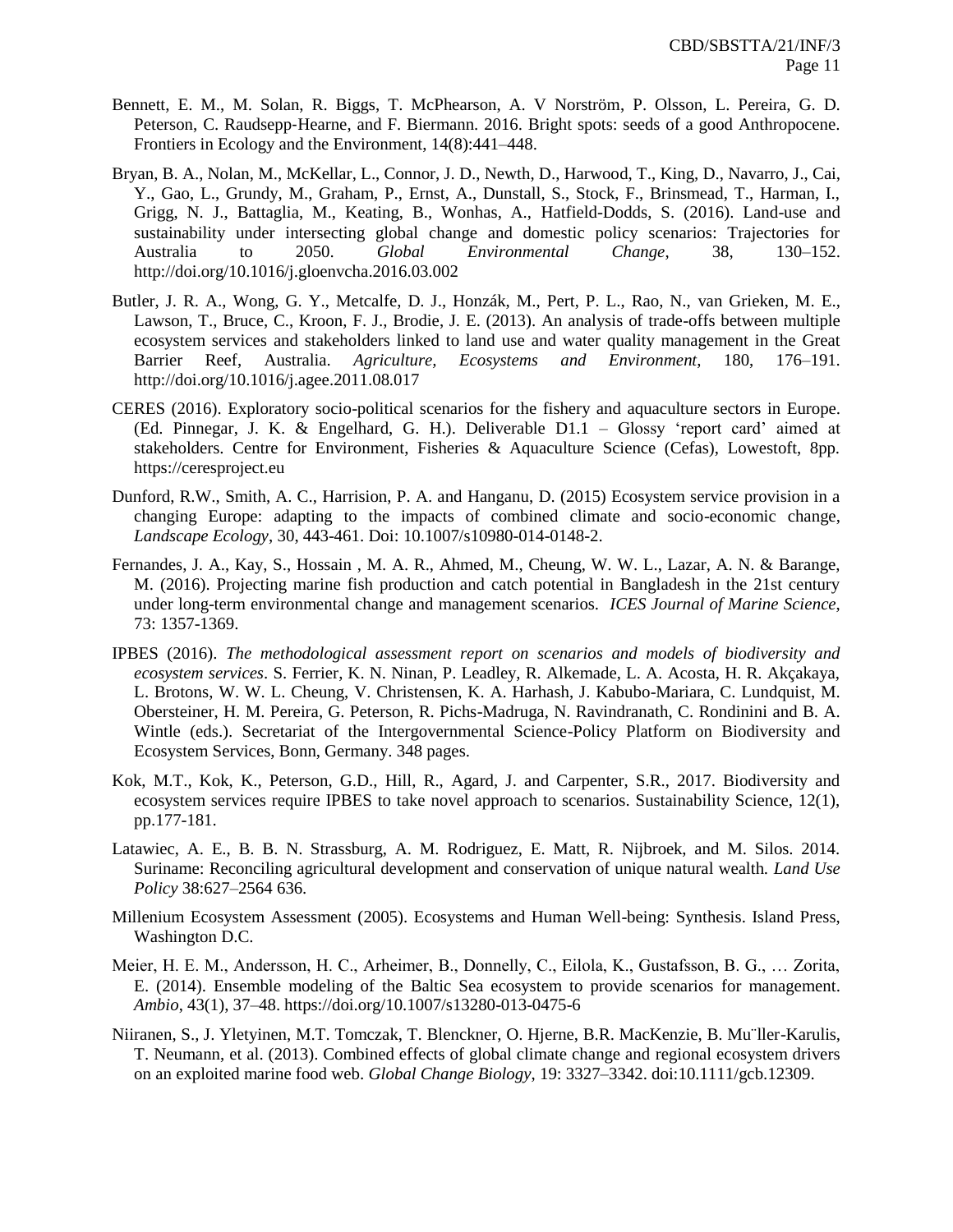Bennett, E. M., M. Solan, R. Biggs, T. McPhearson, A. V Norström, P. Olsson, L. Pereira, G. D. Peterson, C. Raudsepp-Hearne, and F. Biermann. 2016. Bright spots: seeds of a good Anthropocene. Frontiers in Ecology and the Environment, 14(8):441–448.

Bryan, B. A., Nolan, M., McKellar, L., Connor, J. D., Newth, D., Harwood, T., King, D., Navarro, J., Cai, Y., Gao, L., Grundy, M., Graham, P., Ernst, A., Dunstall, S., Stock, F., Brinsmead, T., Harman, I., Grigg, N. J., Battaglia, M., Keating, B., Wonhas, A., Hatfield-Dodds, S. (2016). Land-use and sustainability under intersecting global change and domestic policy scenarios: Trajectories for Australia to 2050. *Global Environmental Change*, 38, 130–152. http://doi.org/10.1016/j.gloenvcha.2016.03.002

Butler, J. R. A., Wong, G. Y., Metcalfe, D. J., Honzák, M., Pert, P. L., Rao, N., van Grieken, M. E., Lawson, T., Bruce, C., Kroon, F. J., Brodie, J. E. (2013). An analysis of trade-offs between multiple ecosystem services and stakeholders linked to land use and water quality management in the Great Barrier Reef, Australia. *Agriculture, Ecosystems and Environment*, 180, 176–191. http://doi.org/10.1016/j.agee.2011.08.017

CERES (2016). Exploratory socio-political scenarios for the fishery and aquaculture sectors in Europe. (Ed. Pinnegar, J. K. & Engelhard, G. H.). Deliverable D1.1 – Glossy 'report card' aimed at stakeholders. Centre for Environment, Fisheries & Aquaculture Science (Cefas), Lowestoft, 8pp. https://ceresproject.eu

Dunford, R.W., Smith, A. C., Harrision, P. A. and Hanganu, D. (2015) Ecosystem service provision in a changing Europe: adapting to the impacts of combined climate and socio-economic change, *Landscape Ecology*, 30, 443-461. Doi: 10.1007/s10980-014-0148-2.

Fernandes, J. A., Kay, S., Hossain , M. A. R., Ahmed, M., Cheung, W. W. L., Lazar, A. N. & Barange, M. (2016). Projecting marine fish production and catch potential in Bangladesh in the 21st century under long-term environmental change and management scenarios. *ICES Journal of Marine Science*, 73: 1357-1369.

IPBES (2016). *The methodological assessment report on scenarios and models of biodiversity and ecosystem services*. S. Ferrier, K. N. Ninan, P. Leadley, R. Alkemade, L. A. Acosta, H. R. Akçakaya, L. Brotons, W. W. L. Cheung, V. Christensen, K. A. Harhash, J. Kabubo-Mariara, C. Lundquist, M. Obersteiner, H. M. Pereira, G. Peterson, R. Pichs-Madruga, N. Ravindranath, C. Rondinini and B. A. Wintle (eds.). Secretariat of the Intergovernmental Science-Policy Platform on Biodiversity and Ecosystem Services, Bonn, Germany. 348 pages.

Kok, M.T., Kok, K., Peterson, G.D., Hill, R., Agard, J. and Carpenter, S.R., 2017. Biodiversity and ecosystem services require IPBES to take novel approach to scenarios. Sustainability Science, 12(1), pp.177-181.

Latawiec, A. E., B. B. N. Strassburg, A. M. Rodriguez, E. Matt, R. Nijbroek, and M. Silos. 2014. Suriname: Reconciling agricultural development and conservation of unique natural wealth. *Land Use Policy* 38:627–2564 636.

Millenium Ecosystem Assessment (2005). Ecosystems and Human Well-being: Synthesis. Island Press, Washington D.C.

Meier, H. E. M., Andersson, H. C., Arheimer, B., Donnelly, C., Eilola, K., Gustafsson, B. G., … Zorita, E. (2014). Ensemble modeling of the Baltic Sea ecosystem to provide scenarios for management. *Ambio*, 43(1), 37–48. https://doi.org/10.1007/s13280-013-0475-6

Niiranen, S., J. Yletyinen, M.T. Tomczak, T. Blenckner, O. Hjerne, B.R. MacKenzie, B. Mu¨ller-Karulis, T. Neumann, et al. (2013). Combined effects of global climate change and regional ecosystem drivers on an exploited marine food web. *Global Change Biology*, 19: 3327–3342. doi:10.1111/gcb.12309.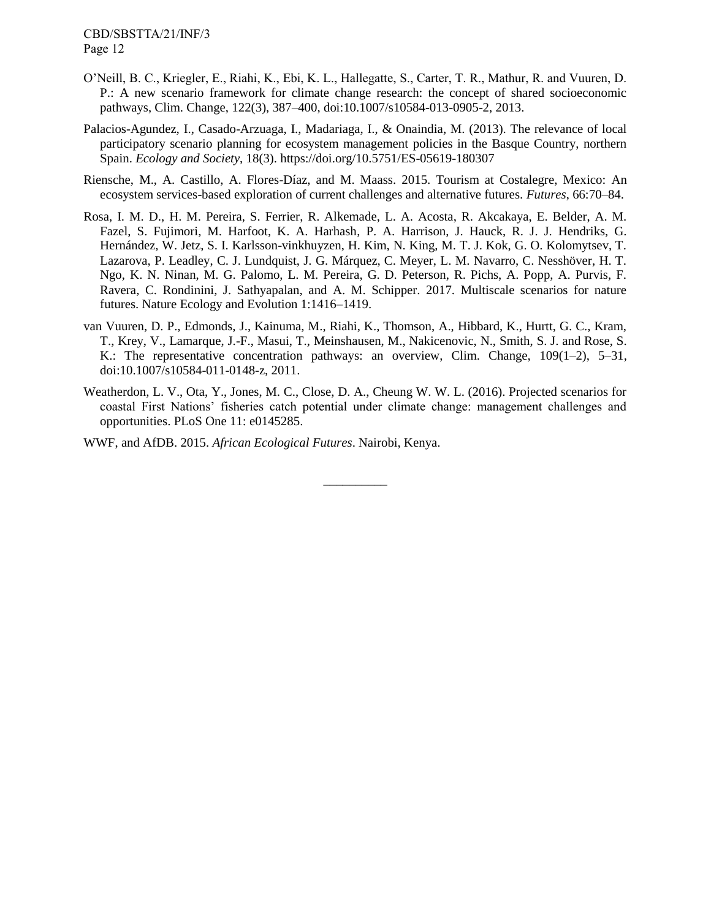O'Neill, B. C., Kriegler, E., Riahi, K., Ebi, K. L., Hallegatte, S., Carter, T. R., Mathur, R. and Vuuren, D. P.: A new scenario framework for climate change research: the concept of shared socioeconomic pathways, Clim. Change, 122(3), 387–400, doi:10.1007/s10584-013-0905-2, 2013.

Palacios-Agundez, I., Casado-Arzuaga, I., Madariaga, I., & Onaindia, M. (2013). The relevance of local participatory scenario planning for ecosystem management policies in the Basque Country, northern Spain. *Ecology and Society*, 18(3). https://doi.org/10.5751/ES-05619-180307

Riensche, M., A. Castillo, A. Flores-Díaz, and M. Maass. 2015. Tourism at Costalegre, Mexico: An ecosystem services-based exploration of current challenges and alternative futures. *Futures*, 66:70–84.

Rosa, I. M. D., H. M. Pereira, S. Ferrier, R. Alkemade, L. A. Acosta, R. Akcakaya, E. Belder, A. M. Fazel, S. Fujimori, M. Harfoot, K. A. Harhash, P. A. Harrison, J. Hauck, R. J. J. Hendriks, G. Hernández, W. Jetz, S. I. Karlsson-vinkhuyzen, H. Kim, N. King, M. T. J. Kok, G. O. Kolomytsev, T. Lazarova, P. Leadley, C. J. Lundquist, J. G. Márquez, C. Meyer, L. M. Navarro, C. Nesshöver, H. T. Ngo, K. N. Ninan, M. G. Palomo, L. M. Pereira, G. D. Peterson, R. Pichs, A. Popp, A. Purvis, F. Ravera, C. Rondinini, J. Sathyapalan, and A. M. Schipper. 2017. Multiscale scenarios for nature futures. Nature Ecology and Evolution 1:1416–1419.

van Vuuren, D. P., Edmonds, J., Kainuma, M., Riahi, K., Thomson, A., Hibbard, K., Hurtt, G. C., Kram, T., Krey, V., Lamarque, J.-F., Masui, T., Meinshausen, M., Nakicenovic, N., Smith, S. J. and Rose, S. K.: The representative concentration pathways: an overview, Clim. Change, 109(1–2), 5–31, doi:10.1007/s10584-011-0148-z, 2011.

Weatherdon, L. V., Ota, Y., Jones, M. C., Close, D. A., Cheung W. W. L. (2016). Projected scenarios for coastal First Nations' fisheries catch potential under climate change: management challenges and opportunities. PLoS One 11: e0145285.

WWF, and AfDB. 2015. *African Ecological Futures*. Nairobi, Kenya.

__________